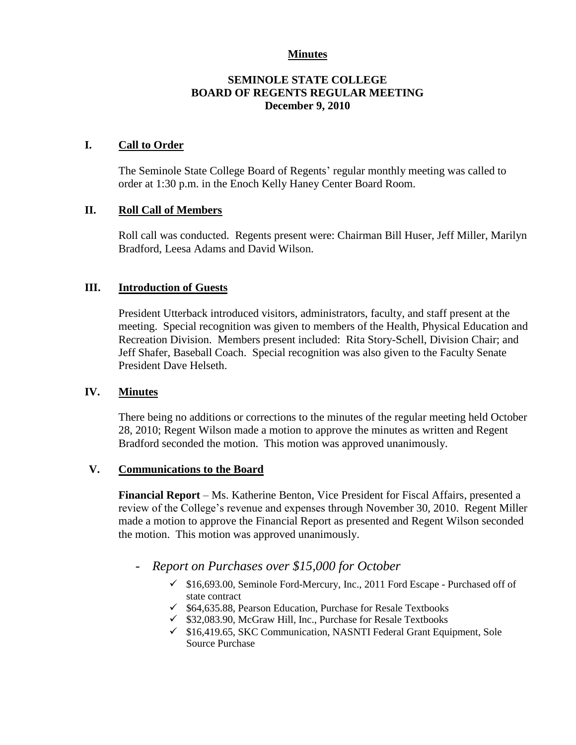**Minutes**

**SEMINOLE STATE COLLEGE**
**BOARD OF REGENTS REGULAR MEETING**
**December 9, 2010**

## I. Call to Order

The Seminole State College Board of Regents' regular monthly meeting was called to order at 1:30 p.m. in the Enoch Kelly Haney Center Board Room.

## II. Roll Call of Members

Roll call was conducted. Regents present were: Chairman Bill Huser, Jeff Miller, Marilyn Bradford, Leesa Adams and David Wilson.

## III. Introduction of Guests

President Utterback introduced visitors, administrators, faculty, and staff present at the meeting. Special recognition was given to members of the Health, Physical Education and Recreation Division. Members present included: Rita Story-Schell, Division Chair; and Jeff Shafer, Baseball Coach. Special recognition was also given to the Faculty Senate President Dave Helseth.

## IV. Minutes

There being no additions or corrections to the minutes of the regular meeting held October 28, 2010; Regent Wilson made a motion to approve the minutes as written and Regent Bradford seconded the motion. This motion was approved unanimously.

## V. Communications to the Board

**Financial Report** – Ms. Katherine Benton, Vice President for Fiscal Affairs, presented a review of the College's revenue and expenses through November 30, 2010. Regent Miller made a motion to approve the Financial Report as presented and Regent Wilson seconded the motion. This motion was approved unanimously.

- *Report on Purchases over $15,000 for October*
  - ✓ $16,693.00, Seminole Ford-Mercury, Inc., 2011 Ford Escape - Purchased off of state contract
  - ✓ $64,635.88, Pearson Education, Purchase for Resale Textbooks
  - ✓ $32,083.90, McGraw Hill, Inc., Purchase for Resale Textbooks
  - ✓ $16,419.65, SKC Communication, NASNTI Federal Grant Equipment, Sole Source Purchase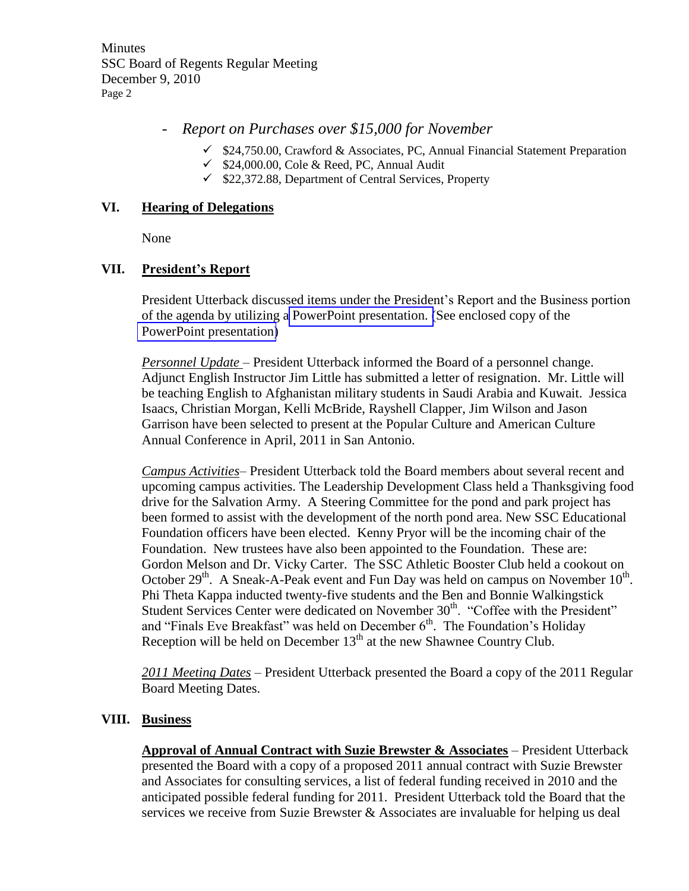- *Report on Purchases over $15,000 for November*
    - ✓ $24,750.00, Crawford & Associates, PC, Annual Financial Statement Preparation
    - ✓ $24,000.00, Cole & Reed, PC, Annual Audit
    - ✓ $22,372.88, Department of Central Services, Property

## VI. Hearing of Delegations

None

## VII. President's Report

President Utterback discussed items under the President's Report and the Business portion of the agenda by utilizing a PowerPoint presentation. (See enclosed copy of the PowerPoint presentation)

*Personnel Update* – President Utterback informed the Board of a personnel change. Adjunct English Instructor Jim Little has submitted a letter of resignation. Mr. Little will be teaching English to Afghanistan military students in Saudi Arabia and Kuwait. Jessica Isaacs, Christian Morgan, Kelli McBride, Rayshell Clapper, Jim Wilson and Jason Garrison have been selected to present at the Popular Culture and American Culture Annual Conference in April, 2011 in San Antonio.

*Campus Activities*– President Utterback told the Board members about several recent and upcoming campus activities. The Leadership Development Class held a Thanksgiving food drive for the Salvation Army. A Steering Committee for the pond and park project has been formed to assist with the development of the north pond area. New SSC Educational Foundation officers have been elected. Kenny Pryor will be the incoming chair of the Foundation. New trustees have also been appointed to the Foundation. These are: Gordon Melson and Dr. Vicky Carter. The SSC Athletic Booster Club held a cookout on October 29th. A Sneak-A-Peak event and Fun Day was held on campus on November 10th. Phi Theta Kappa inducted twenty-five students and the Ben and Bonnie Walkingstick Student Services Center were dedicated on November 30th. "Coffee with the President" and "Finals Eve Breakfast" was held on December 6th. The Foundation's Holiday Reception will be held on December 13th at the new Shawnee Country Club.

*2011 Meeting Dates* – President Utterback presented the Board a copy of the 2011 Regular Board Meeting Dates.

## VIII. Business

**Approval of Annual Contract with Suzie Brewster & Associates** – President Utterback presented the Board with a copy of a proposed 2011 annual contract with Suzie Brewster and Associates for consulting services, a list of federal funding received in 2010 and the anticipated possible federal funding for 2011. President Utterback told the Board that the services we receive from Suzie Brewster & Associates are invaluable for helping us deal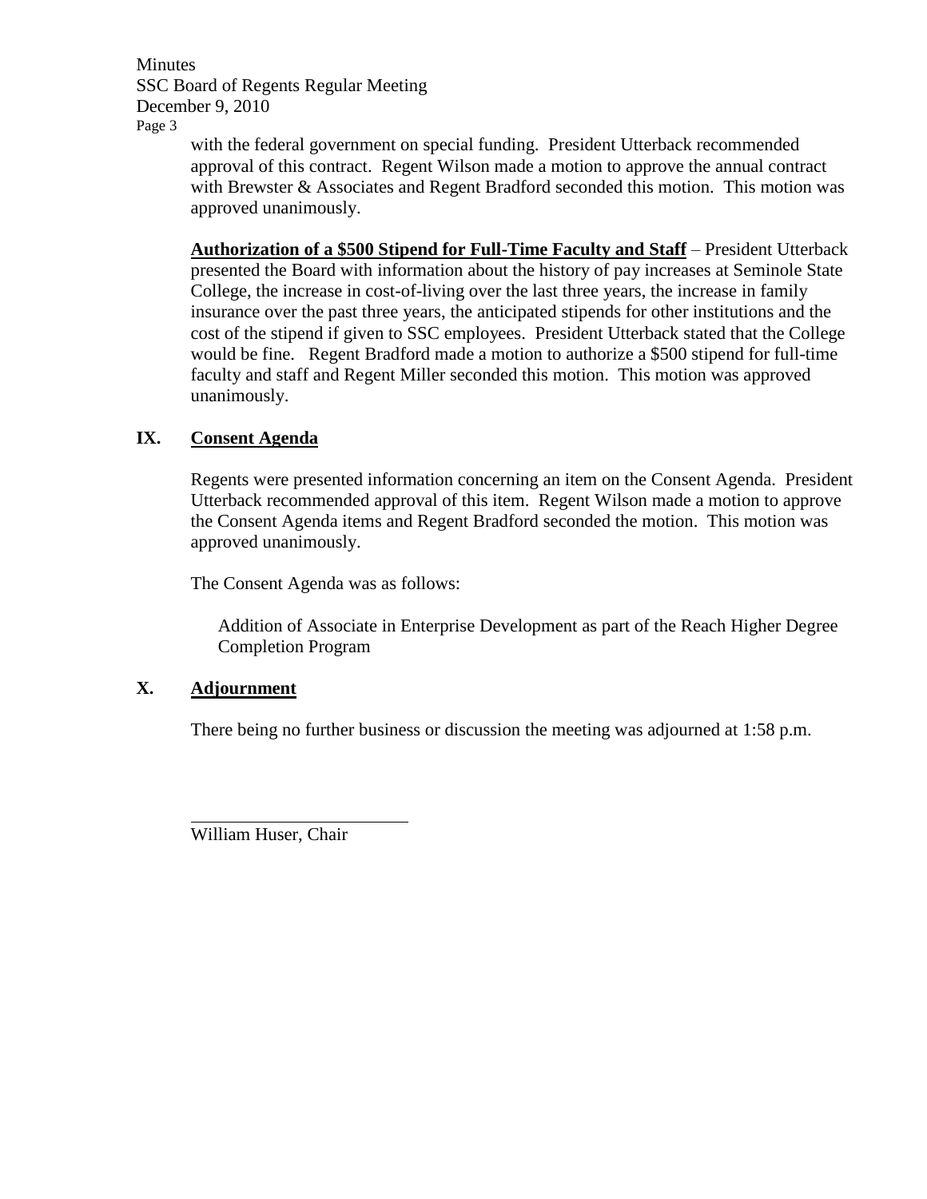with the federal government on special funding. President Utterback recommended approval of this contract. Regent Wilson made a motion to approve the annual contract with Brewster & Associates and Regent Bradford seconded this motion. This motion was approved unanimously.

**Authorization of a $500 Stipend for Full-Time Faculty and Staff** – President Utterback presented the Board with information about the history of pay increases at Seminole State College, the increase in cost-of-living over the last three years, the increase in family insurance over the past three years, the anticipated stipends for other institutions and the cost of the stipend if given to SSC employees. President Utterback stated that the College would be fine. Regent Bradford made a motion to authorize a $500 stipend for full-time faculty and staff and Regent Miller seconded this motion. This motion was approved unanimously.

## IX. Consent Agenda

Regents were presented information concerning an item on the Consent Agenda. President Utterback recommended approval of this item. Regent Wilson made a motion to approve the Consent Agenda items and Regent Bradford seconded the motion. This motion was approved unanimously.

The Consent Agenda was as follows:

Addition of Associate in Enterprise Development as part of the Reach Higher Degree Completion Program

## X. Adjournment

There being no further business or discussion the meeting was adjourned at 1:58 p.m.

William Huser, Chair